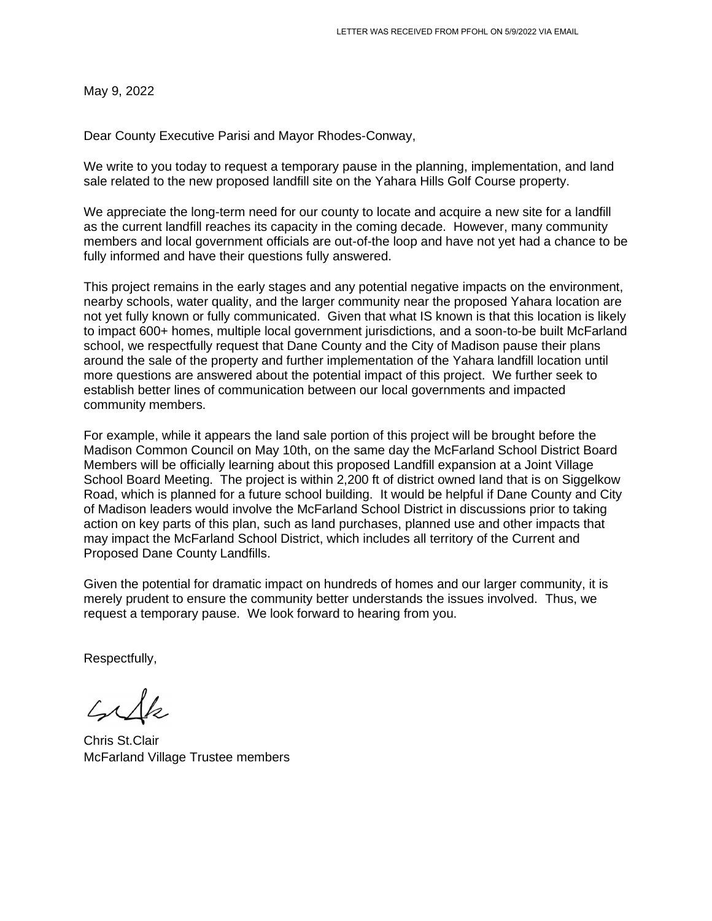LETTER WAS RECEIVED FROM PFOHL ON 5/9/2022 VIA EMAIL

May 9, 2022

Dear County Executive Parisi and Mayor Rhodes-Conway,

We write to you today to request a temporary pause in the planning, implementation, and land sale related to the new proposed landfill site on the Yahara Hills Golf Course property.

We appreciate the long-term need for our county to locate and acquire a new site for a landfill as the current landfill reaches its capacity in the coming decade. However, many community members and local government officials are out-of-the loop and have not yet had a chance to be fully informed and have their questions fully answered.

This project remains in the early stages and any potential negative impacts on the environment, nearby schools, water quality, and the larger community near the proposed Yahara location are not yet fully known or fully communicated. Given that what IS known is that this location is likely to impact 600+ homes, multiple local government jurisdictions, and a soon-to-be built McFarland school, we respectfully request that Dane County and the City of Madison pause their plans around the sale of the property and further implementation of the Yahara landfill location until more questions are answered about the potential impact of this project. We further seek to establish better lines of communication between our local governments and impacted community members.

For example, while it appears the land sale portion of this project will be brought before the Madison Common Council on May 10th, on the same day the McFarland School District Board Members will be officially learning about this proposed Landfill expansion at a Joint Village School Board Meeting. The project is within 2,200 ft of district owned land that is on Siggelkow Road, which is planned for a future school building. It would be helpful if Dane County and City of Madison leaders would involve the McFarland School District in discussions prior to taking action on key parts of this plan, such as land purchases, planned use and other impacts that may impact the McFarland School District, which includes all territory of the Current and Proposed Dane County Landfills.

Given the potential for dramatic impact on hundreds of homes and our larger community, it is merely prudent to ensure the community better understands the issues involved. Thus, we request a temporary pause. We look forward to hearing from you.

Respectfully,

Chris St.Clair
McFarland Village Trustee members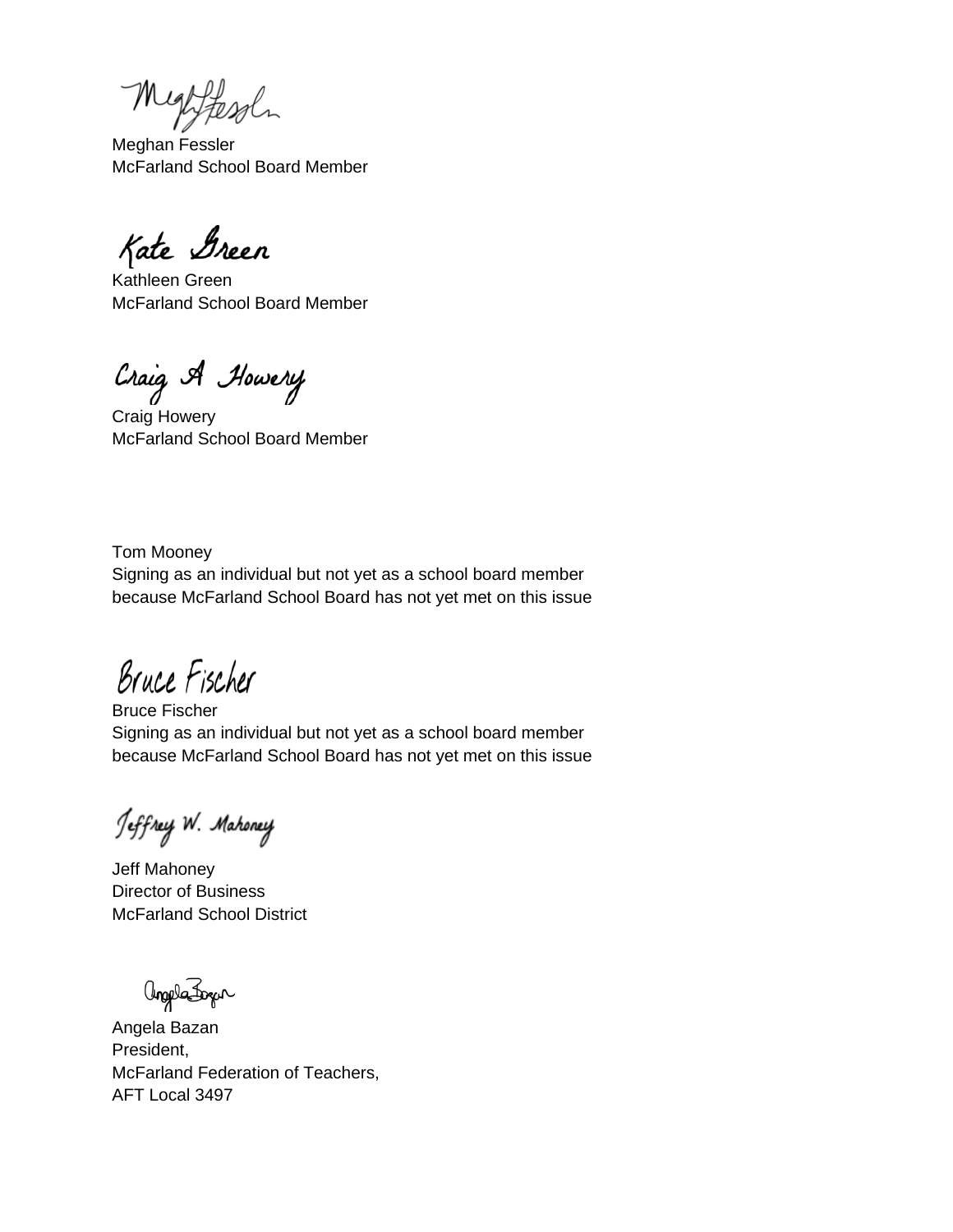Meghan Fessler
McFarland School Board Member

Kathleen Green
McFarland School Board Member

Craig Howery
McFarland School Board Member

Tom Mooney
Signing as an individual but not yet as a school board member because McFarland School Board has not yet met on this issue

Bruce Fischer
Signing as an individual but not yet as a school board member because McFarland School Board has not yet met on this issue

Jeff Mahoney
Director of Business
McFarland School District

Angela Bazan
President,
McFarland Federation of Teachers,
AFT Local 3497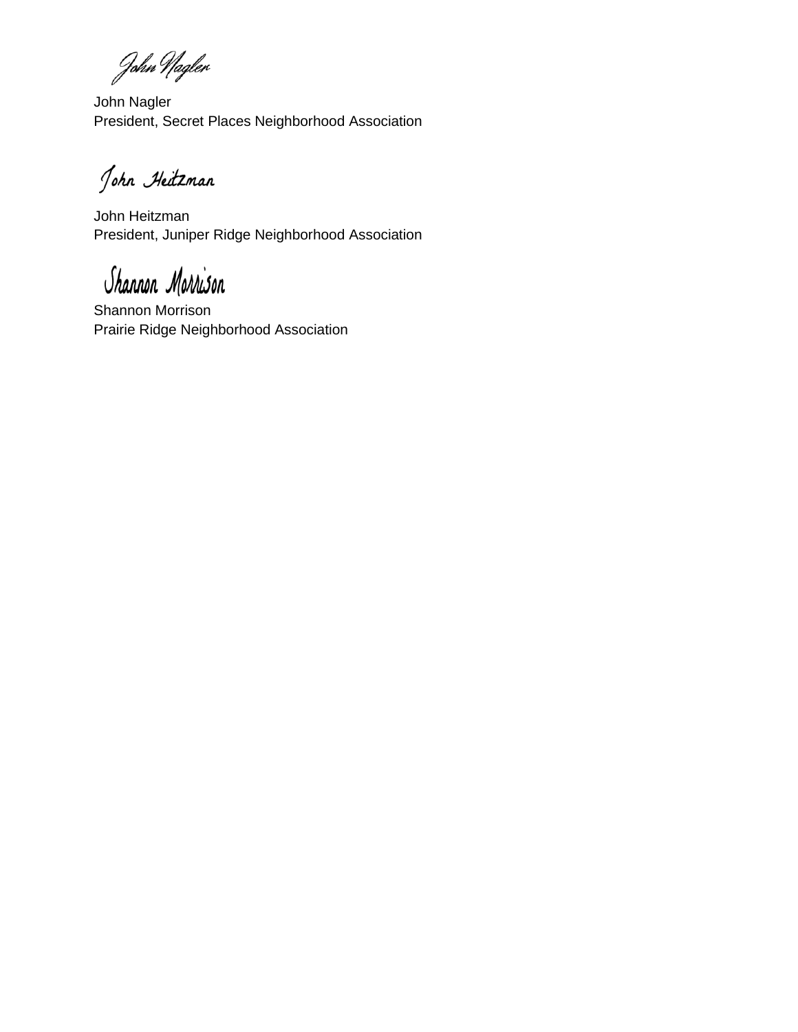John Nagler

John Nagler
President, Secret Places Neighborhood Association

John Heitzman

John Heitzman
President, Juniper Ridge Neighborhood Association

Shannon Morrison

Shannon Morrison
Prairie Ridge Neighborhood Association